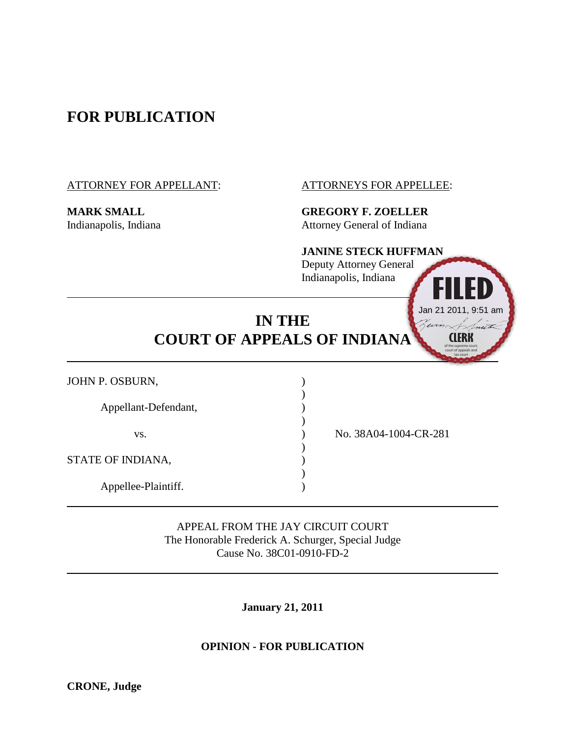**FOR PUBLICATION**

ATTORNEY FOR APPELLANT:

**MARK SMALL**
Indianapolis, Indiana

ATTORNEYS FOR APPELLEE:

**GREGORY F. ZOELLER**
Attorney General of Indiana

**JANINE STECK HUFFMAN**
Deputy Attorney General
Indianapolis, Indiana

FILED
Jan 21 2011, 9:51 am
CLERK
of the supreme court, court of appeals and tax court

# IN THE COURT OF APPEALS OF INDIANA

| | | |
|---|---|---|
| JOHN P. OSBURN, | ) | |
| | ) | |
| Appellant-Defendant, | ) | |
| | ) | |
| vs. | ) | No. 38A04-1004-CR-281 |
| | ) | |
| STATE OF INDIANA, | ) | |
| | ) | |
| Appellee-Plaintiff. | ) | |

APPEAL FROM THE JAY CIRCUIT COURT
The Honorable Frederick A. Schurger, Special Judge
Cause No. 38C01-0910-FD-2

**January 21, 2011**

**OPINION - FOR PUBLICATION**

**CRONE, Judge**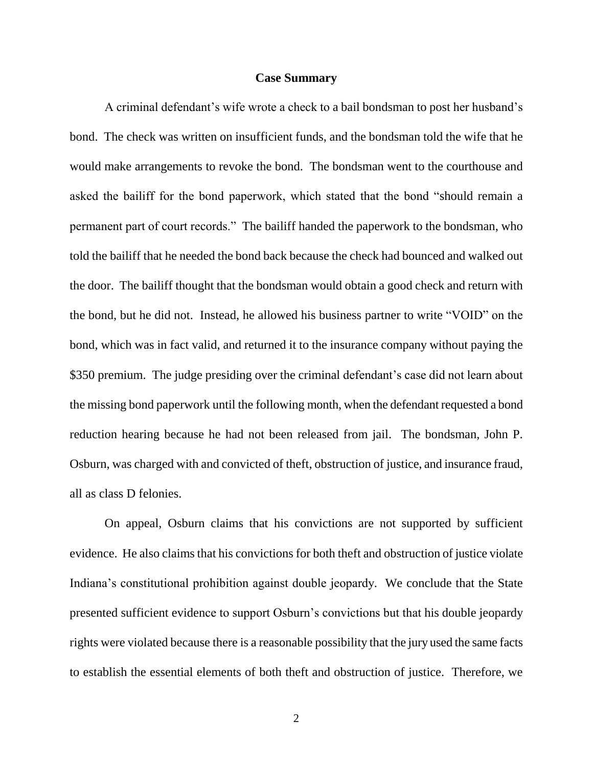## Case Summary

A criminal defendant's wife wrote a check to a bail bondsman to post her husband's bond. The check was written on insufficient funds, and the bondsman told the wife that he would make arrangements to revoke the bond. The bondsman went to the courthouse and asked the bailiff for the bond paperwork, which stated that the bond "should remain a permanent part of court records." The bailiff handed the paperwork to the bondsman, who told the bailiff that he needed the bond back because the check had bounced and walked out the door. The bailiff thought that the bondsman would obtain a good check and return with the bond, but he did not. Instead, he allowed his business partner to write "VOID" on the bond, which was in fact valid, and returned it to the insurance company without paying the \$350 premium. The judge presiding over the criminal defendant's case did not learn about the missing bond paperwork until the following month, when the defendant requested a bond reduction hearing because he had not been released from jail. The bondsman, John P. Osburn, was charged with and convicted of theft, obstruction of justice, and insurance fraud, all as class D felonies.

On appeal, Osburn claims that his convictions are not supported by sufficient evidence. He also claims that his convictions for both theft and obstruction of justice violate Indiana's constitutional prohibition against double jeopardy. We conclude that the State presented sufficient evidence to support Osburn's convictions but that his double jeopardy rights were violated because there is a reasonable possibility that the jury used the same facts to establish the essential elements of both theft and obstruction of justice. Therefore, we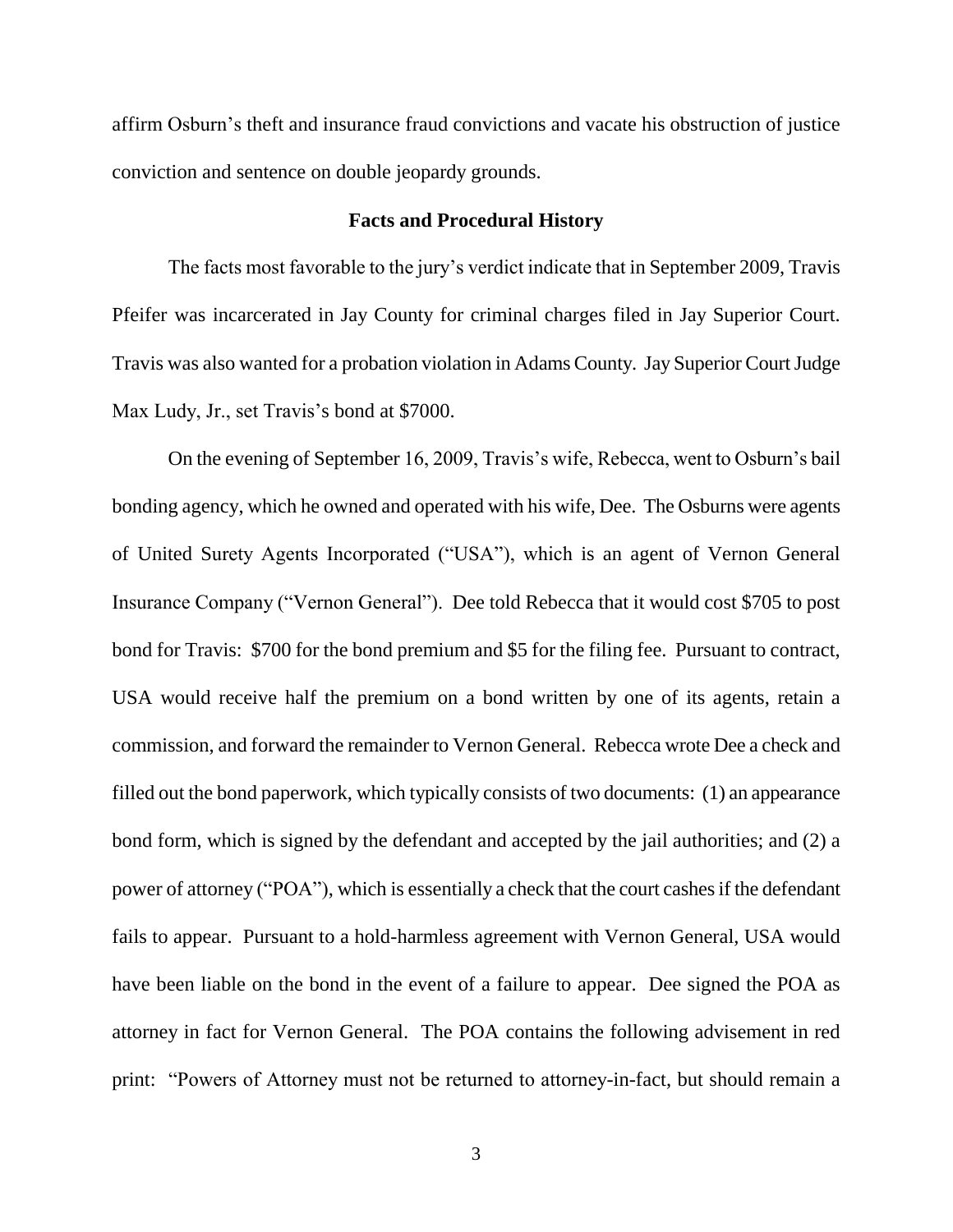affirm Osburn's theft and insurance fraud convictions and vacate his obstruction of justice conviction and sentence on double jeopardy grounds.

## Facts and Procedural History

The facts most favorable to the jury's verdict indicate that in September 2009, Travis Pfeifer was incarcerated in Jay County for criminal charges filed in Jay Superior Court. Travis was also wanted for a probation violation in Adams County. Jay Superior Court Judge Max Ludy, Jr., set Travis's bond at $7000.

On the evening of September 16, 2009, Travis's wife, Rebecca, went to Osburn's bail bonding agency, which he owned and operated with his wife, Dee. The Osburns were agents of United Surety Agents Incorporated ("USA"), which is an agent of Vernon General Insurance Company ("Vernon General"). Dee told Rebecca that it would cost $705 to post bond for Travis: $700 for the bond premium and $5 for the filing fee. Pursuant to contract, USA would receive half the premium on a bond written by one of its agents, retain a commission, and forward the remainder to Vernon General. Rebecca wrote Dee a check and filled out the bond paperwork, which typically consists of two documents: (1) an appearance bond form, which is signed by the defendant and accepted by the jail authorities; and (2) a power of attorney ("POA"), which is essentially a check that the court cashes if the defendant fails to appear. Pursuant to a hold-harmless agreement with Vernon General, USA would have been liable on the bond in the event of a failure to appear. Dee signed the POA as attorney in fact for Vernon General. The POA contains the following advisement in red print: "Powers of Attorney must not be returned to attorney-in-fact, but should remain a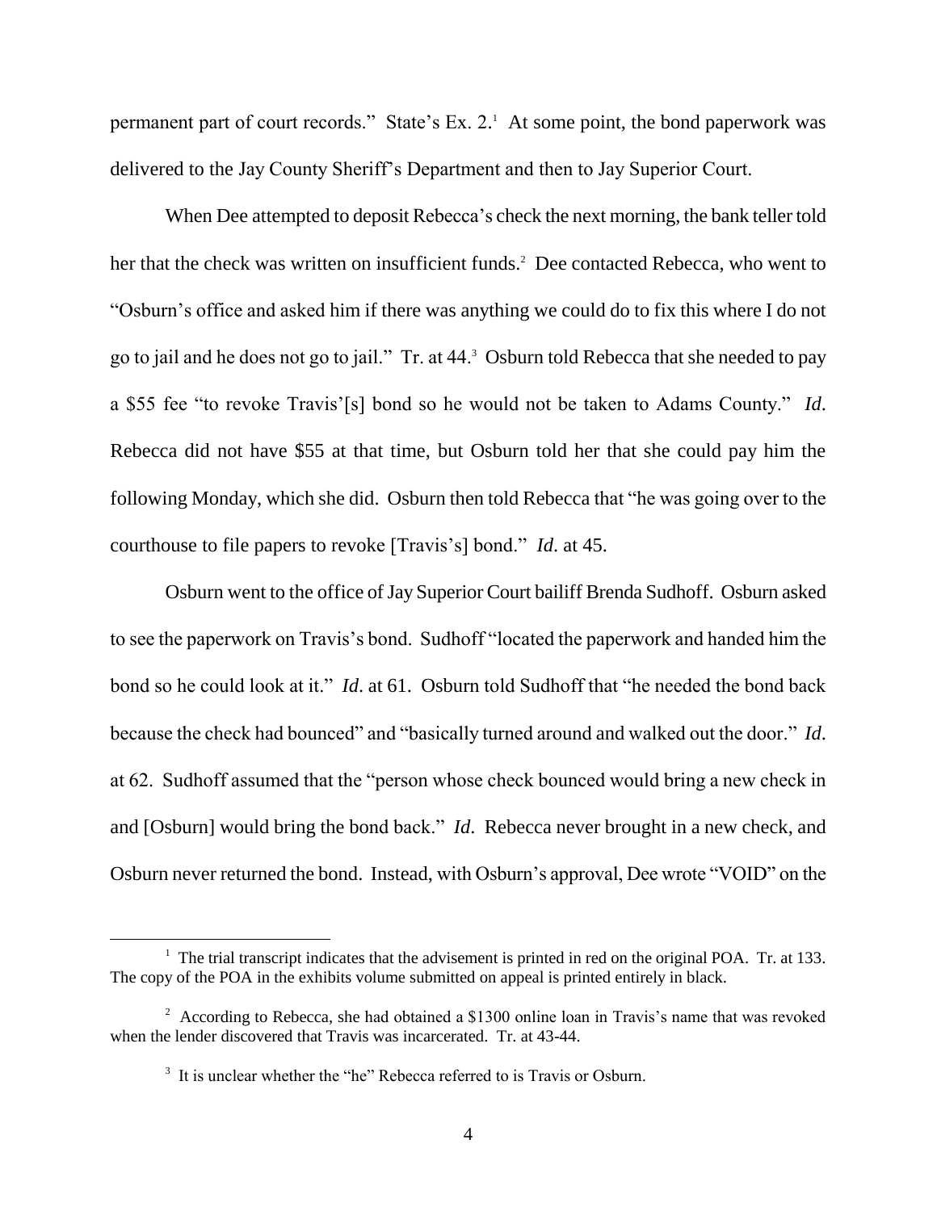permanent part of court records." State's Ex. 2.[1] At some point, the bond paperwork was delivered to the Jay County Sheriff's Department and then to Jay Superior Court.

When Dee attempted to deposit Rebecca's check the next morning, the bank teller told her that the check was written on insufficient funds.[2] Dee contacted Rebecca, who went to "Osburn's office and asked him if there was anything we could do to fix this where I do not go to jail and he does not go to jail." Tr. at 44.[3] Osburn told Rebecca that she needed to pay a $55 fee "to revoke Travis'[s] bond so he would not be taken to Adams County." *Id*. Rebecca did not have $55 at that time, but Osburn told her that she could pay him the following Monday, which she did. Osburn then told Rebecca that "he was going over to the courthouse to file papers to revoke [Travis's] bond." *Id*. at 45.

Osburn went to the office of Jay Superior Court bailiff Brenda Sudhoff. Osburn asked to see the paperwork on Travis's bond. Sudhoff "located the paperwork and handed him the bond so he could look at it." *Id*. at 61. Osburn told Sudhoff that "he needed the bond back because the check had bounced" and "basically turned around and walked out the door." *Id*. at 62. Sudhoff assumed that the "person whose check bounced would bring a new check in and [Osburn] would bring the bond back." *Id*. Rebecca never brought in a new check, and Osburn never returned the bond. Instead, with Osburn's approval, Dee wrote "VOID" on the

---

[1] The trial transcript indicates that the advisement is printed in red on the original POA. Tr. at 133. The copy of the POA in the exhibits volume submitted on appeal is printed entirely in black.

[2] According to Rebecca, she had obtained a $1300 online loan in Travis's name that was revoked when the lender discovered that Travis was incarcerated. Tr. at 43-44.

[3] It is unclear whether the "he" Rebecca referred to is Travis or Osburn.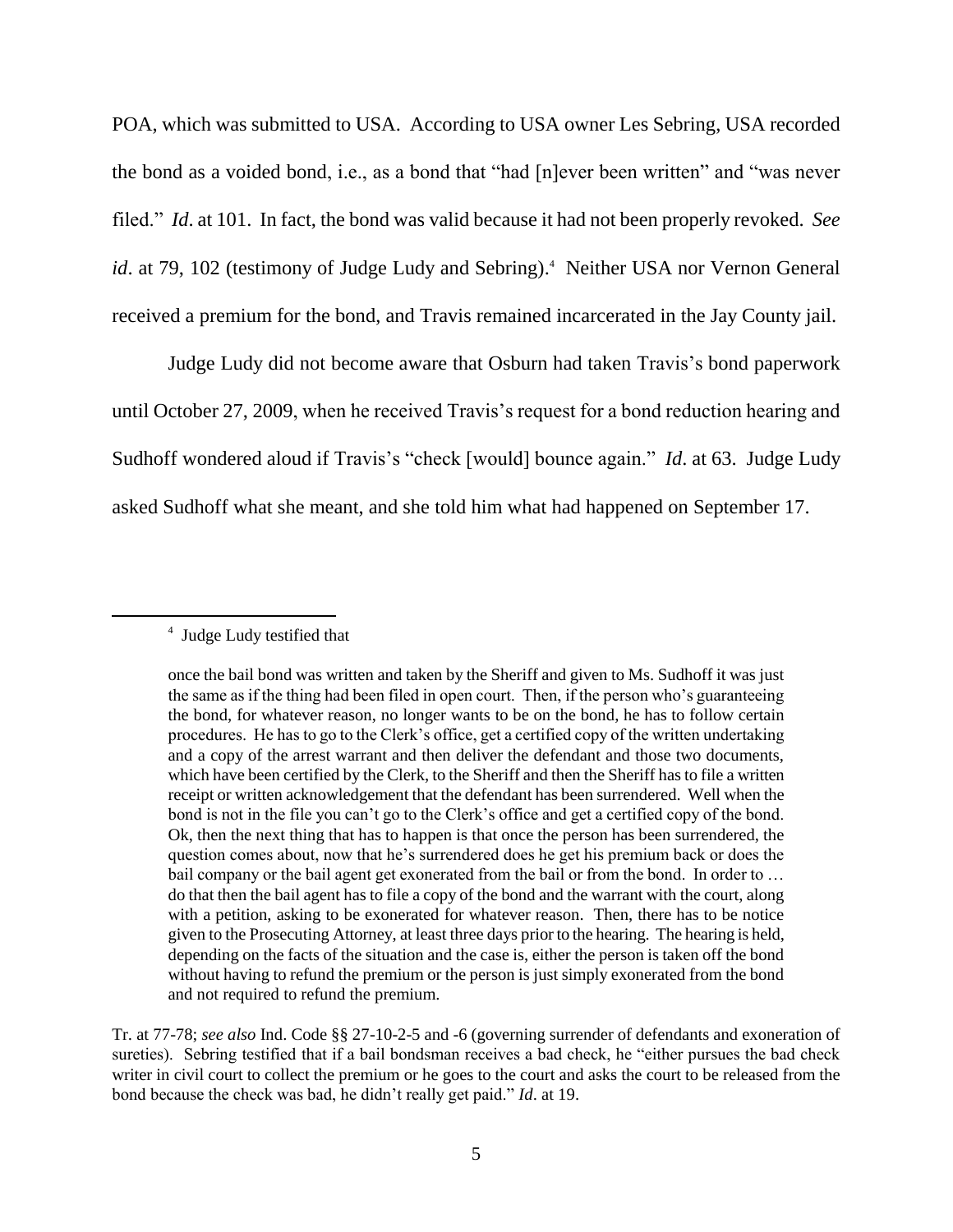POA, which was submitted to USA. According to USA owner Les Sebring, USA recorded the bond as a voided bond, i.e., as a bond that "had [n]ever been written" and "was never filed." *Id*. at 101. In fact, the bond was valid because it had not been properly revoked. *See id*. at 79, 102 (testimony of Judge Ludy and Sebring).[4] Neither USA nor Vernon General received a premium for the bond, and Travis remained incarcerated in the Jay County jail.

Judge Ludy did not become aware that Osburn had taken Travis's bond paperwork until October 27, 2009, when he received Travis's request for a bond reduction hearing and Sudhoff wondered aloud if Travis's "check [would] bounce again." *Id*. at 63. Judge Ludy asked Sudhoff what she meant, and she told him what had happened on September 17.

---

[4] Judge Ludy testified that

> once the bail bond was written and taken by the Sheriff and given to Ms. Sudhoff it was just the same as if the thing had been filed in open court. Then, if the person who's guaranteeing the bond, for whatever reason, no longer wants to be on the bond, he has to follow certain procedures. He has to go to the Clerk's office, get a certified copy of the written undertaking and a copy of the arrest warrant and then deliver the defendant and those two documents, which have been certified by the Clerk, to the Sheriff and then the Sheriff has to file a written receipt or written acknowledgement that the defendant has been surrendered. Well when the bond is not in the file you can't go to the Clerk's office and get a certified copy of the bond. Ok, then the next thing that has to happen is that once the person has been surrendered, the question comes about, now that he's surrendered does he get his premium back or does the bail company or the bail agent get exonerated from the bail or from the bond. In order to … do that then the bail agent has to file a copy of the bond and the warrant with the court, along with a petition, asking to be exonerated for whatever reason. Then, there has to be notice given to the Prosecuting Attorney, at least three days prior to the hearing. The hearing is held, depending on the facts of the situation and the case is, either the person is taken off the bond without having to refund the premium or the person is just simply exonerated from the bond and not required to refund the premium.

Tr. at 77-78; *see also* Ind. Code §§ 27-10-2-5 and -6 (governing surrender of defendants and exoneration of sureties). Sebring testified that if a bail bondsman receives a bad check, he "either pursues the bad check writer in civil court to collect the premium or he goes to the court and asks the court to be released from the bond because the check was bad, he didn't really get paid." *Id*. at 19.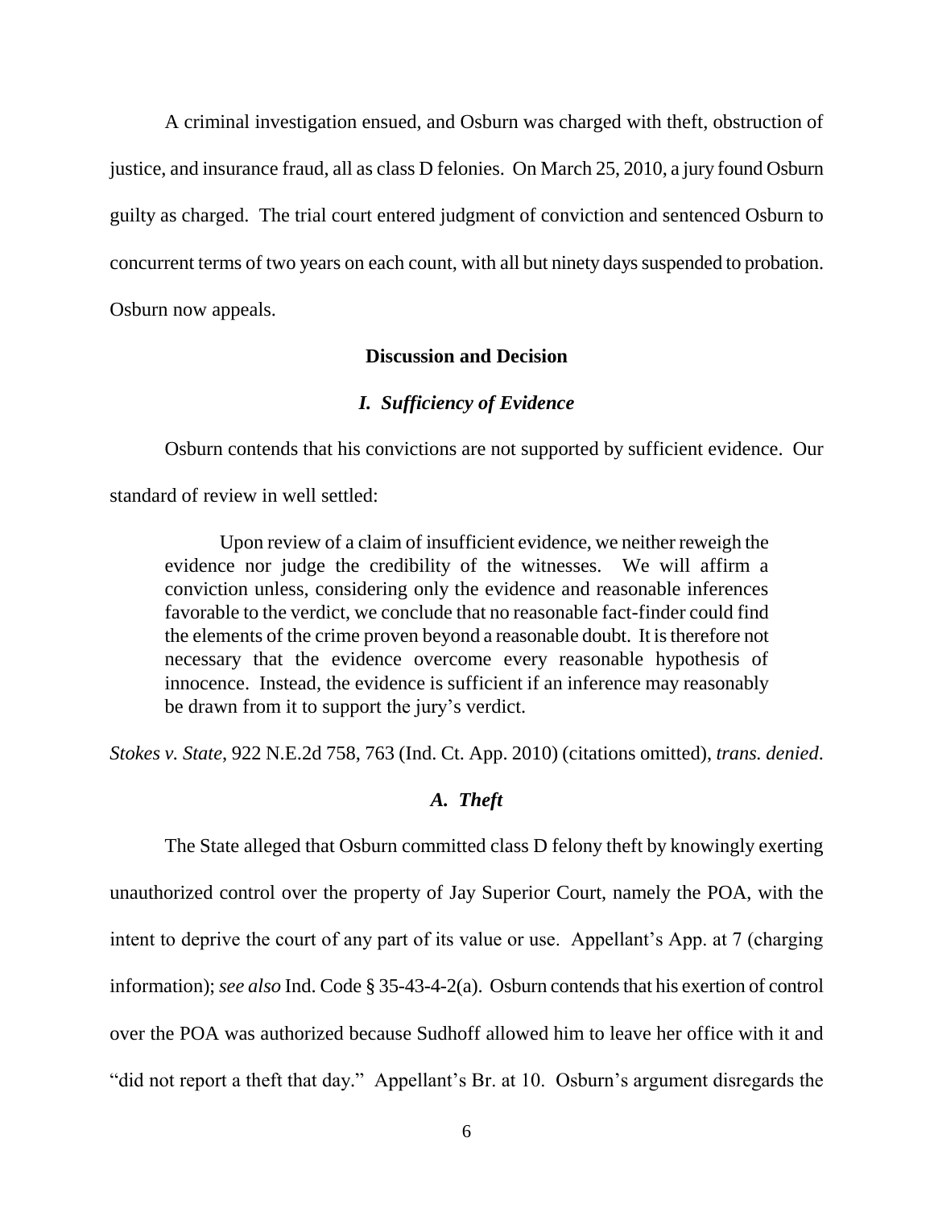A criminal investigation ensued, and Osburn was charged with theft, obstruction of justice, and insurance fraud, all as class D felonies. On March 25, 2010, a jury found Osburn guilty as charged. The trial court entered judgment of conviction and sentenced Osburn to concurrent terms of two years on each count, with all but ninety days suspended to probation. Osburn now appeals.

## Discussion and Decision

### *I. Sufficiency of Evidence*

Osburn contends that his convictions are not supported by sufficient evidence. Our standard of review in well settled:

> Upon review of a claim of insufficient evidence, we neither reweigh the evidence nor judge the credibility of the witnesses. We will affirm a conviction unless, considering only the evidence and reasonable inferences favorable to the verdict, we conclude that no reasonable fact-finder could find the elements of the crime proven beyond a reasonable doubt. It is therefore not necessary that the evidence overcome every reasonable hypothesis of innocence. Instead, the evidence is sufficient if an inference may reasonably be drawn from it to support the jury's verdict.

*Stokes v. State*, 922 N.E.2d 758, 763 (Ind. Ct. App. 2010) (citations omitted), *trans. denied*.

#### *A. Theft*

The State alleged that Osburn committed class D felony theft by knowingly exerting unauthorized control over the property of Jay Superior Court, namely the POA, with the intent to deprive the court of any part of its value or use. Appellant's App. at 7 (charging information); *see also* Ind. Code § 35-43-4-2(a). Osburn contends that his exertion of control over the POA was authorized because Sudhoff allowed him to leave her office with it and "did not report a theft that day." Appellant's Br. at 10. Osburn's argument disregards the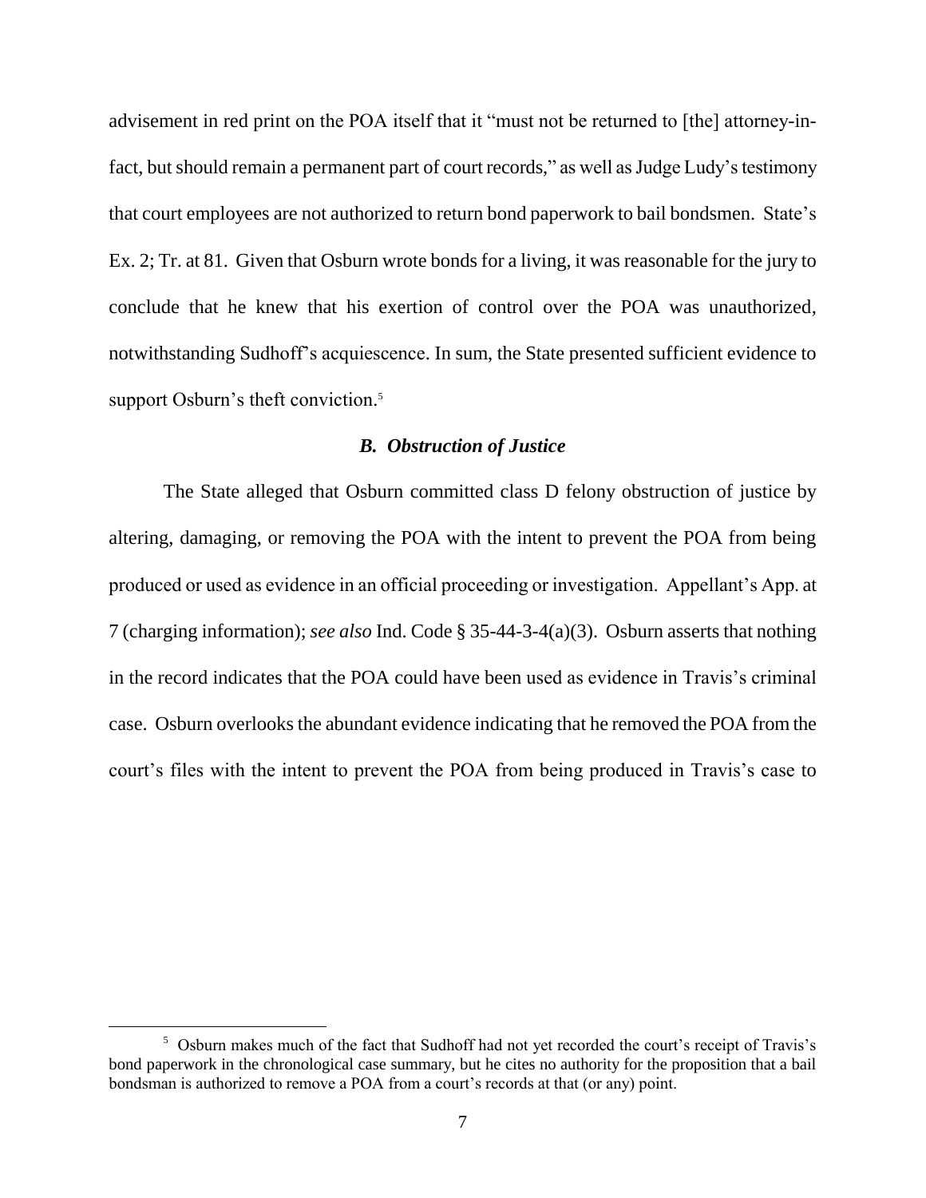advisement in red print on the POA itself that it "must not be returned to [the] attorney-in-fact, but should remain a permanent part of court records," as well as Judge Ludy's testimony that court employees are not authorized to return bond paperwork to bail bondsmen. State's Ex. 2; Tr. at 81. Given that Osburn wrote bonds for a living, it was reasonable for the jury to conclude that he knew that his exertion of control over the POA was unauthorized, notwithstanding Sudhoff's acquiescence. In sum, the State presented sufficient evidence to support Osburn's theft conviction.[5]

### *B. Obstruction of Justice*

The State alleged that Osburn committed class D felony obstruction of justice by altering, damaging, or removing the POA with the intent to prevent the POA from being produced or used as evidence in an official proceeding or investigation. Appellant's App. at 7 (charging information); *see also* Ind. Code § 35-44-3-4(a)(3). Osburn asserts that nothing in the record indicates that the POA could have been used as evidence in Travis's criminal case. Osburn overlooks the abundant evidence indicating that he removed the POA from the court's files with the intent to prevent the POA from being produced in Travis's case to

---

[5] Osburn makes much of the fact that Sudhoff had not yet recorded the court's receipt of Travis's bond paperwork in the chronological case summary, but he cites no authority for the proposition that a bail bondsman is authorized to remove a POA from a court's records at that (or any) point.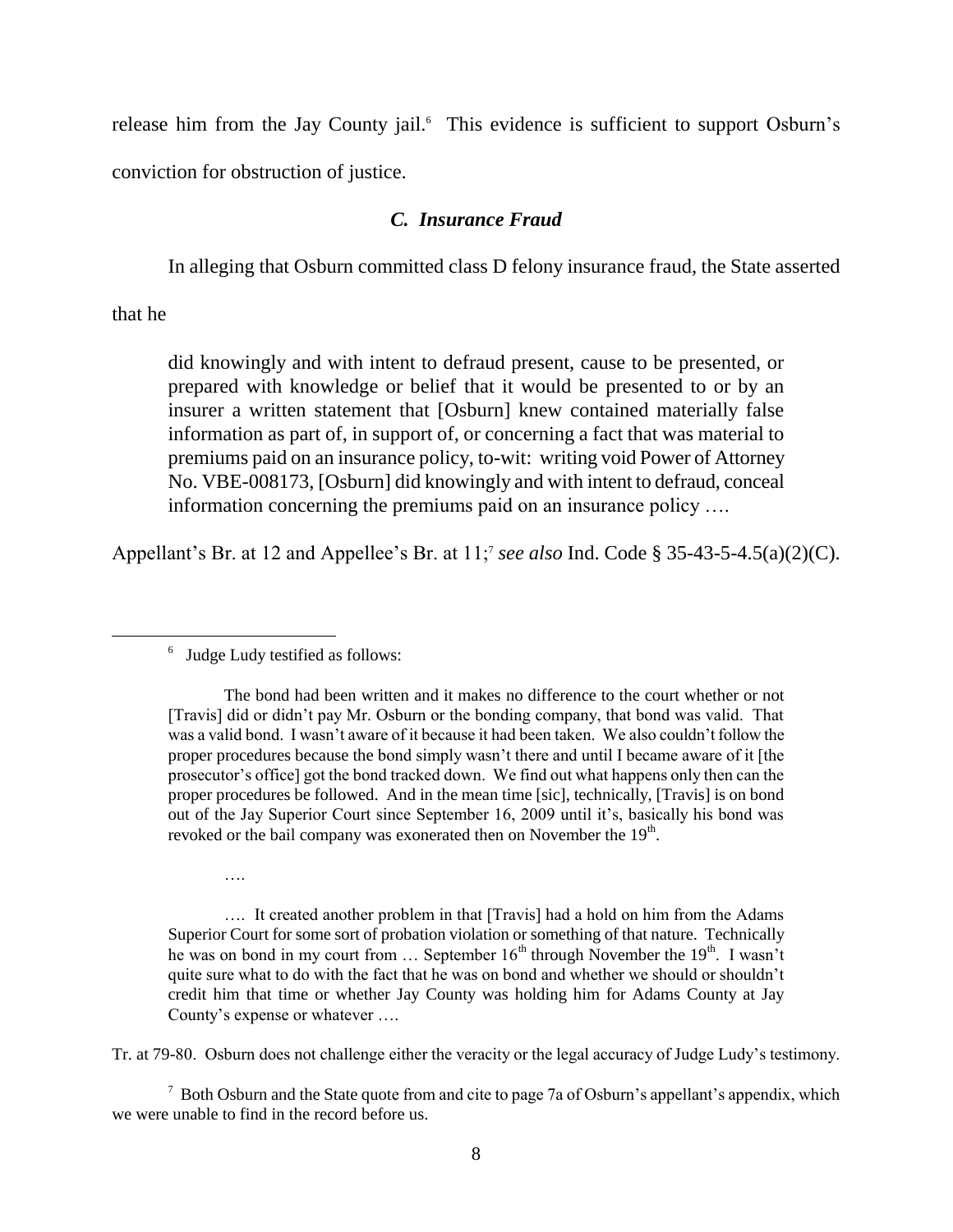release him from the Jay County jail.[6] This evidence is sufficient to support Osburn's conviction for obstruction of justice.

### *C. Insurance Fraud*

In alleging that Osburn committed class D felony insurance fraud, the State asserted that he

> did knowingly and with intent to defraud present, cause to be presented, or prepared with knowledge or belief that it would be presented to or by an insurer a written statement that [Osburn] knew contained materially false information as part of, in support of, or concerning a fact that was material to premiums paid on an insurance policy, to-wit: writing void Power of Attorney No. VBE-008173, [Osburn] did knowingly and with intent to defraud, conceal information concerning the premiums paid on an insurance policy ….

Appellant's Br. at 12 and Appellee's Br. at 11;[7] *see also* Ind. Code § 35-43-5-4.5(a)(2)(C).

---

[6] Judge Ludy testified as follows:

> The bond had been written and it makes no difference to the court whether or not [Travis] did or didn't pay Mr. Osburn or the bonding company, that bond was valid. That was a valid bond. I wasn't aware of it because it had been taken. We also couldn't follow the proper procedures because the bond simply wasn't there and until I became aware of it [the prosecutor's office] got the bond tracked down. We find out what happens only then can the proper procedures be followed. And in the mean time [sic], technically, [Travis] is on bond out of the Jay Superior Court since September 16, 2009 until it's, basically his bond was revoked or the bail company was exonerated then on November the 19th.
>
> ….
>
> …. It created another problem in that [Travis] had a hold on him from the Adams Superior Court for some sort of probation violation or something of that nature. Technically he was on bond in my court from … September 16th through November the 19th. I wasn't quite sure what to do with the fact that he was on bond and whether we should or shouldn't credit him that time or whether Jay County was holding him for Adams County at Jay County's expense or whatever ….

Tr. at 79-80. Osburn does not challenge either the veracity or the legal accuracy of Judge Ludy's testimony.

[7] Both Osburn and the State quote from and cite to page 7a of Osburn's appellant's appendix, which we were unable to find in the record before us.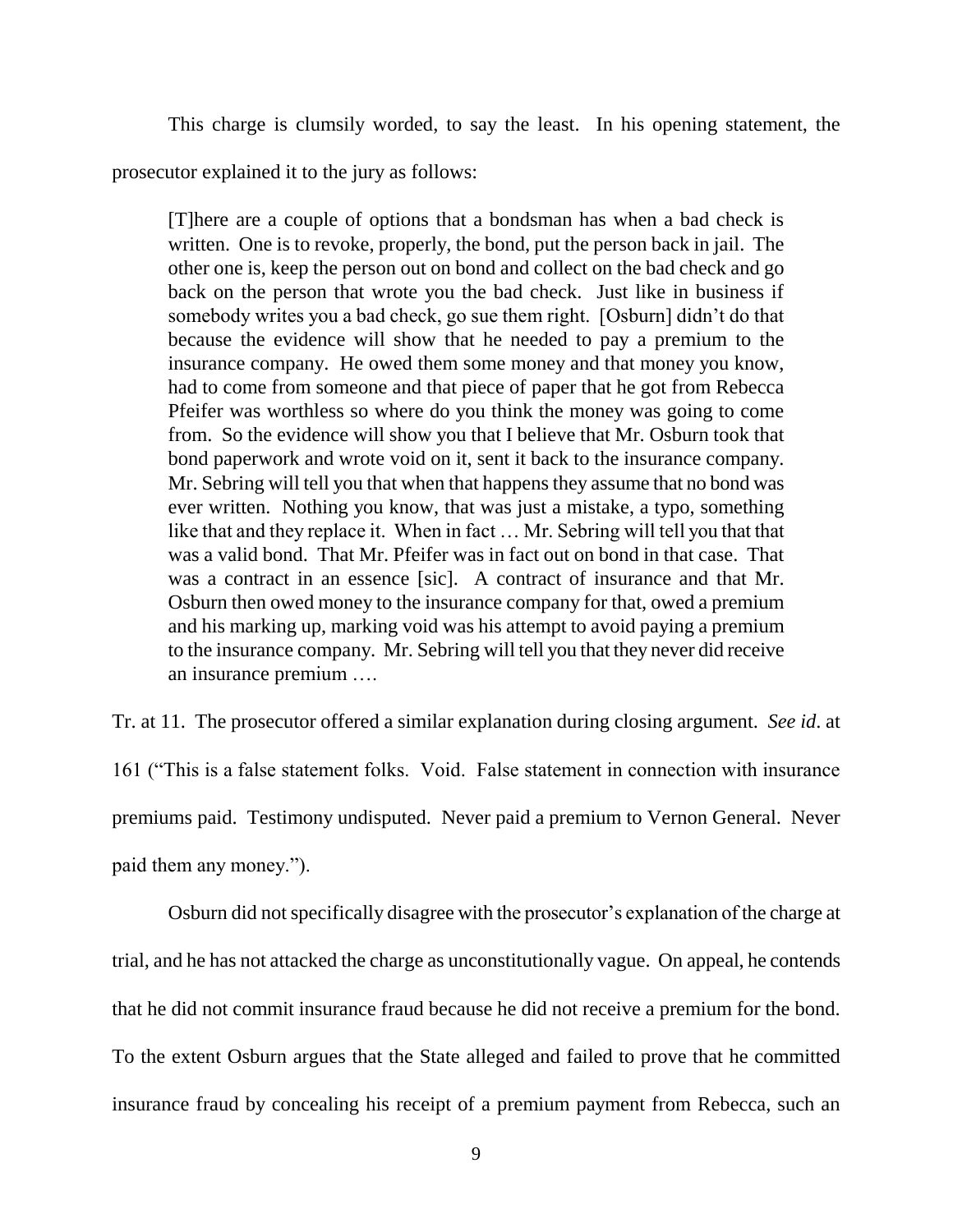This charge is clumsily worded, to say the least. In his opening statement, the prosecutor explained it to the jury as follows:

> [T]here are a couple of options that a bondsman has when a bad check is written. One is to revoke, properly, the bond, put the person back in jail. The other one is, keep the person out on bond and collect on the bad check and go back on the person that wrote you the bad check. Just like in business if somebody writes you a bad check, go sue them right. [Osburn] didn't do that because the evidence will show that he needed to pay a premium to the insurance company. He owed them some money and that money you know, had to come from someone and that piece of paper that he got from Rebecca Pfeifer was worthless so where do you think the money was going to come from. So the evidence will show you that I believe that Mr. Osburn took that bond paperwork and wrote void on it, sent it back to the insurance company. Mr. Sebring will tell you that when that happens they assume that no bond was ever written. Nothing you know, that was just a mistake, a typo, something like that and they replace it. When in fact … Mr. Sebring will tell you that that was a valid bond. That Mr. Pfeifer was in fact out on bond in that case. That was a contract in an essence [sic]. A contract of insurance and that Mr. Osburn then owed money to the insurance company for that, owed a premium and his marking up, marking void was his attempt to avoid paying a premium to the insurance company. Mr. Sebring will tell you that they never did receive an insurance premium ….

Tr. at 11. The prosecutor offered a similar explanation during closing argument. *See id*. at 161 ("This is a false statement folks. Void. False statement in connection with insurance premiums paid. Testimony undisputed. Never paid a premium to Vernon General. Never paid them any money.").

Osburn did not specifically disagree with the prosecutor's explanation of the charge at trial, and he has not attacked the charge as unconstitutionally vague. On appeal, he contends that he did not commit insurance fraud because he did not receive a premium for the bond. To the extent Osburn argues that the State alleged and failed to prove that he committed insurance fraud by concealing his receipt of a premium payment from Rebecca, such an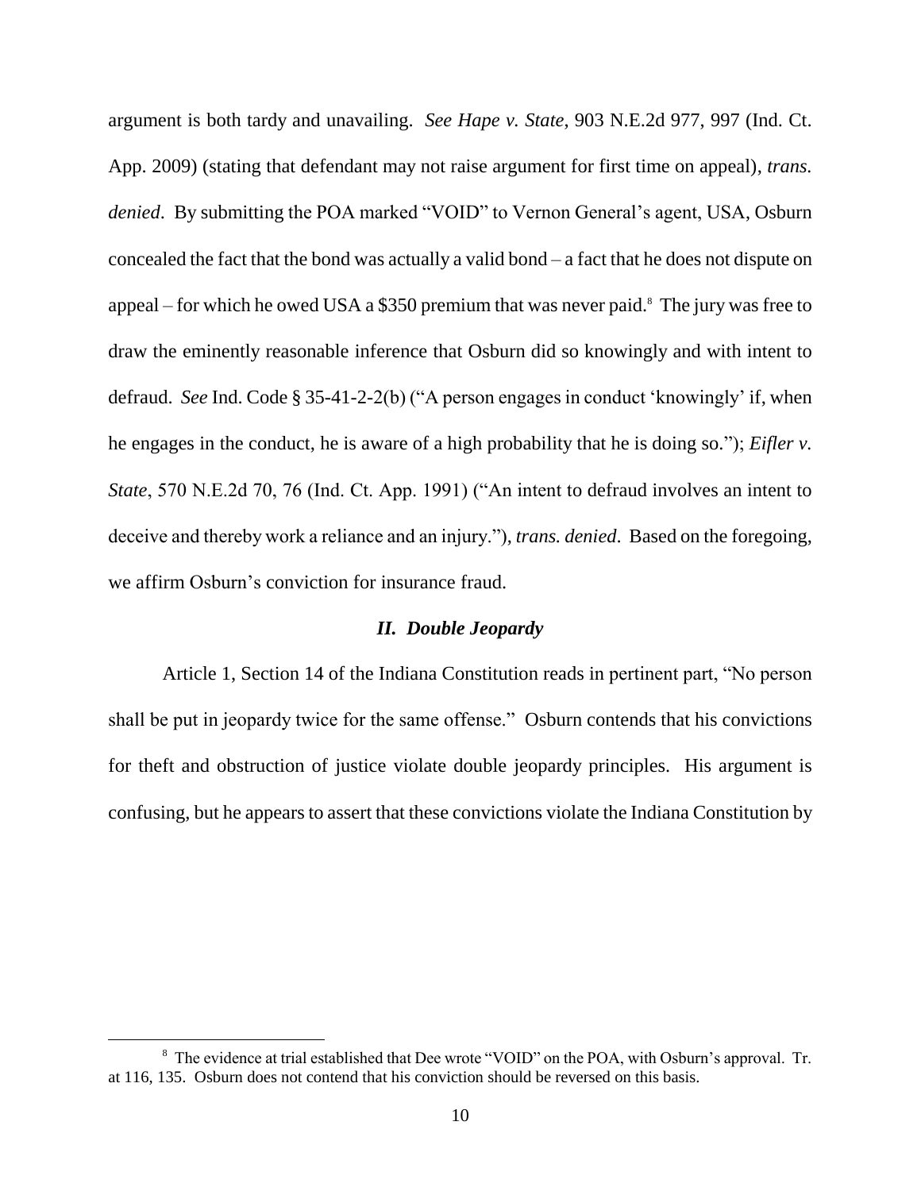argument is both tardy and unavailing. *See Hape v. State*, 903 N.E.2d 977, 997 (Ind. Ct. App. 2009) (stating that defendant may not raise argument for first time on appeal), *trans. denied*. By submitting the POA marked "VOID" to Vernon General's agent, USA, Osburn concealed the fact that the bond was actually a valid bond – a fact that he does not dispute on appeal – for which he owed USA a $350 premium that was never paid.[8] The jury was free to draw the eminently reasonable inference that Osburn did so knowingly and with intent to defraud. *See* Ind. Code § 35-41-2-2(b) ("A person engages in conduct 'knowingly' if, when he engages in the conduct, he is aware of a high probability that he is doing so."); *Eifler v. State*, 570 N.E.2d 70, 76 (Ind. Ct. App. 1991) ("An intent to defraud involves an intent to deceive and thereby work a reliance and an injury."), *trans. denied*. Based on the foregoing, we affirm Osburn's conviction for insurance fraud.

### *II. Double Jeopardy*

Article 1, Section 14 of the Indiana Constitution reads in pertinent part, "No person shall be put in jeopardy twice for the same offense." Osburn contends that his convictions for theft and obstruction of justice violate double jeopardy principles. His argument is confusing, but he appears to assert that these convictions violate the Indiana Constitution by

[8] The evidence at trial established that Dee wrote "VOID" on the POA, with Osburn's approval. Tr. at 116, 135. Osburn does not contend that his conviction should be reversed on this basis.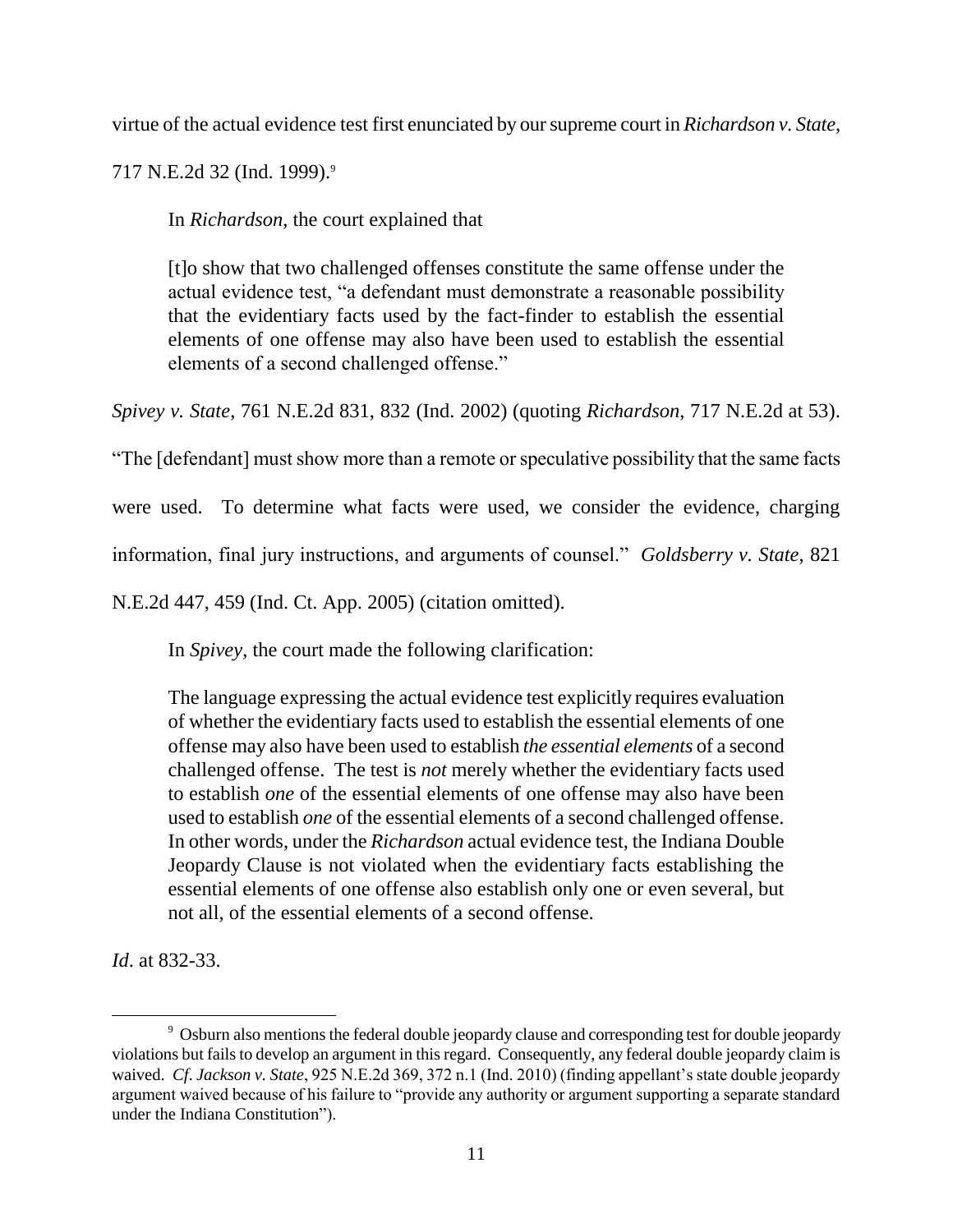virtue of the actual evidence test first enunciated by our supreme court in *Richardson v. State*, 717 N.E.2d 32 (Ind. 1999).[9]

In *Richardson*, the court explained that

> [t]o show that two challenged offenses constitute the same offense under the actual evidence test, "a defendant must demonstrate a reasonable possibility that the evidentiary facts used by the fact-finder to establish the essential elements of one offense may also have been used to establish the essential elements of a second challenged offense."

*Spivey v. State*, 761 N.E.2d 831, 832 (Ind. 2002) (quoting *Richardson*, 717 N.E.2d at 53). "The [defendant] must show more than a remote or speculative possibility that the same facts were used. To determine what facts were used, we consider the evidence, charging information, final jury instructions, and arguments of counsel." *Goldsberry v. State*, 821 N.E.2d 447, 459 (Ind. Ct. App. 2005) (citation omitted).

In *Spivey*, the court made the following clarification:

> The language expressing the actual evidence test explicitly requires evaluation of whether the evidentiary facts used to establish the essential elements of one offense may also have been used to establish *the essential elements* of a second challenged offense. The test is *not* merely whether the evidentiary facts used to establish *one* of the essential elements of one offense may also have been used to establish *one* of the essential elements of a second challenged offense. In other words, under the *Richardson* actual evidence test, the Indiana Double Jeopardy Clause is not violated when the evidentiary facts establishing the essential elements of one offense also establish only one or even several, but not all, of the essential elements of a second offense.

*Id*. at 832-33.

---

[9] Osburn also mentions the federal double jeopardy clause and corresponding test for double jeopardy violations but fails to develop an argument in this regard. Consequently, any federal double jeopardy claim is waived. *Cf. Jackson v. State*, 925 N.E.2d 369, 372 n.1 (Ind. 2010) (finding appellant's state double jeopardy argument waived because of his failure to "provide any authority or argument supporting a separate standard under the Indiana Constitution").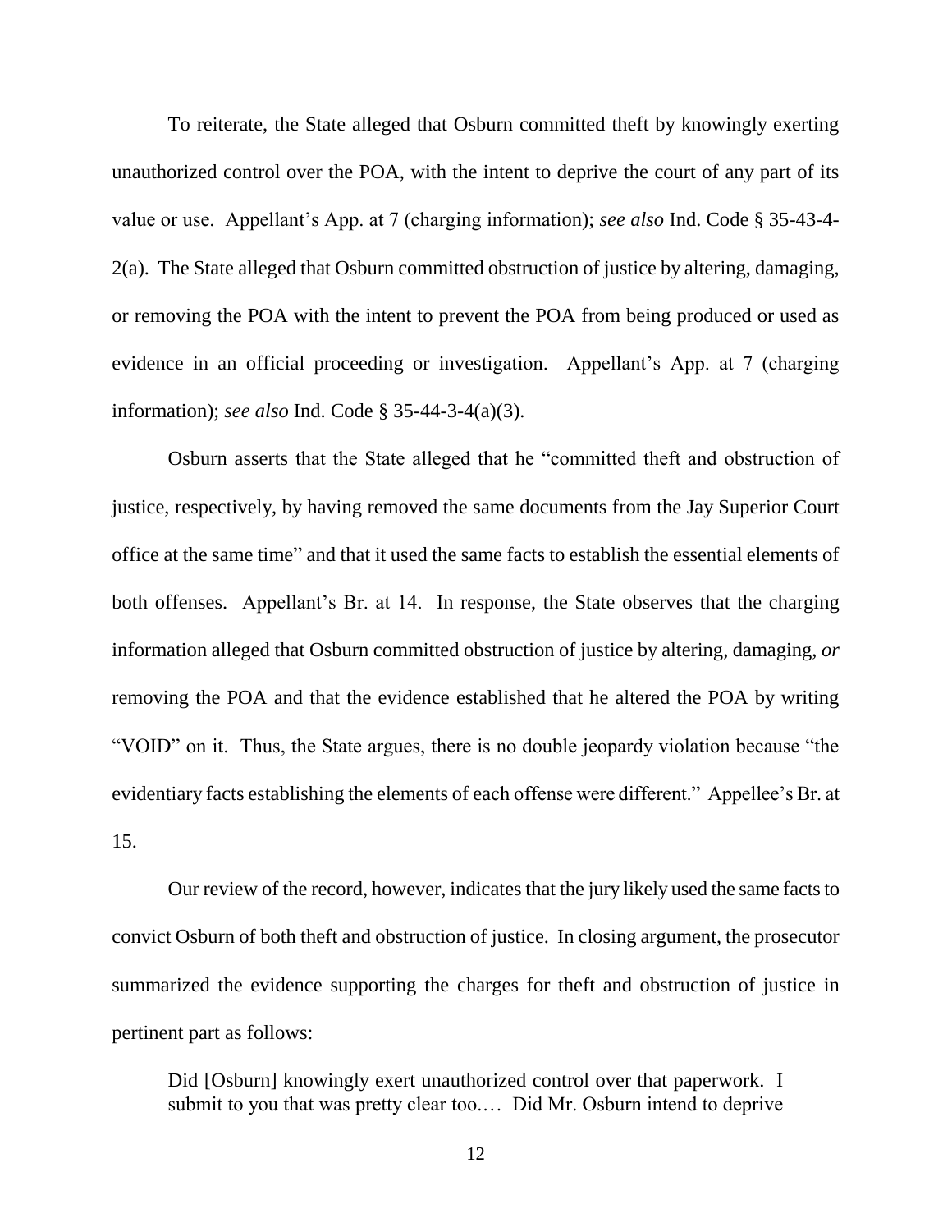To reiterate, the State alleged that Osburn committed theft by knowingly exerting unauthorized control over the POA, with the intent to deprive the court of any part of its value or use. Appellant's App. at 7 (charging information); *see also* Ind. Code § 35-43-4-2(a). The State alleged that Osburn committed obstruction of justice by altering, damaging, or removing the POA with the intent to prevent the POA from being produced or used as evidence in an official proceeding or investigation. Appellant's App. at 7 (charging information); *see also* Ind. Code § 35-44-3-4(a)(3).

Osburn asserts that the State alleged that he "committed theft and obstruction of justice, respectively, by having removed the same documents from the Jay Superior Court office at the same time" and that it used the same facts to establish the essential elements of both offenses. Appellant's Br. at 14. In response, the State observes that the charging information alleged that Osburn committed obstruction of justice by altering, damaging, *or* removing the POA and that the evidence established that he altered the POA by writing "VOID" on it. Thus, the State argues, there is no double jeopardy violation because "the evidentiary facts establishing the elements of each offense were different." Appellee's Br. at 15.

Our review of the record, however, indicates that the jury likely used the same facts to convict Osburn of both theft and obstruction of justice. In closing argument, the prosecutor summarized the evidence supporting the charges for theft and obstruction of justice in pertinent part as follows:

> Did [Osburn] knowingly exert unauthorized control over that paperwork. I submit to you that was pretty clear too.… Did Mr. Osburn intend to deprive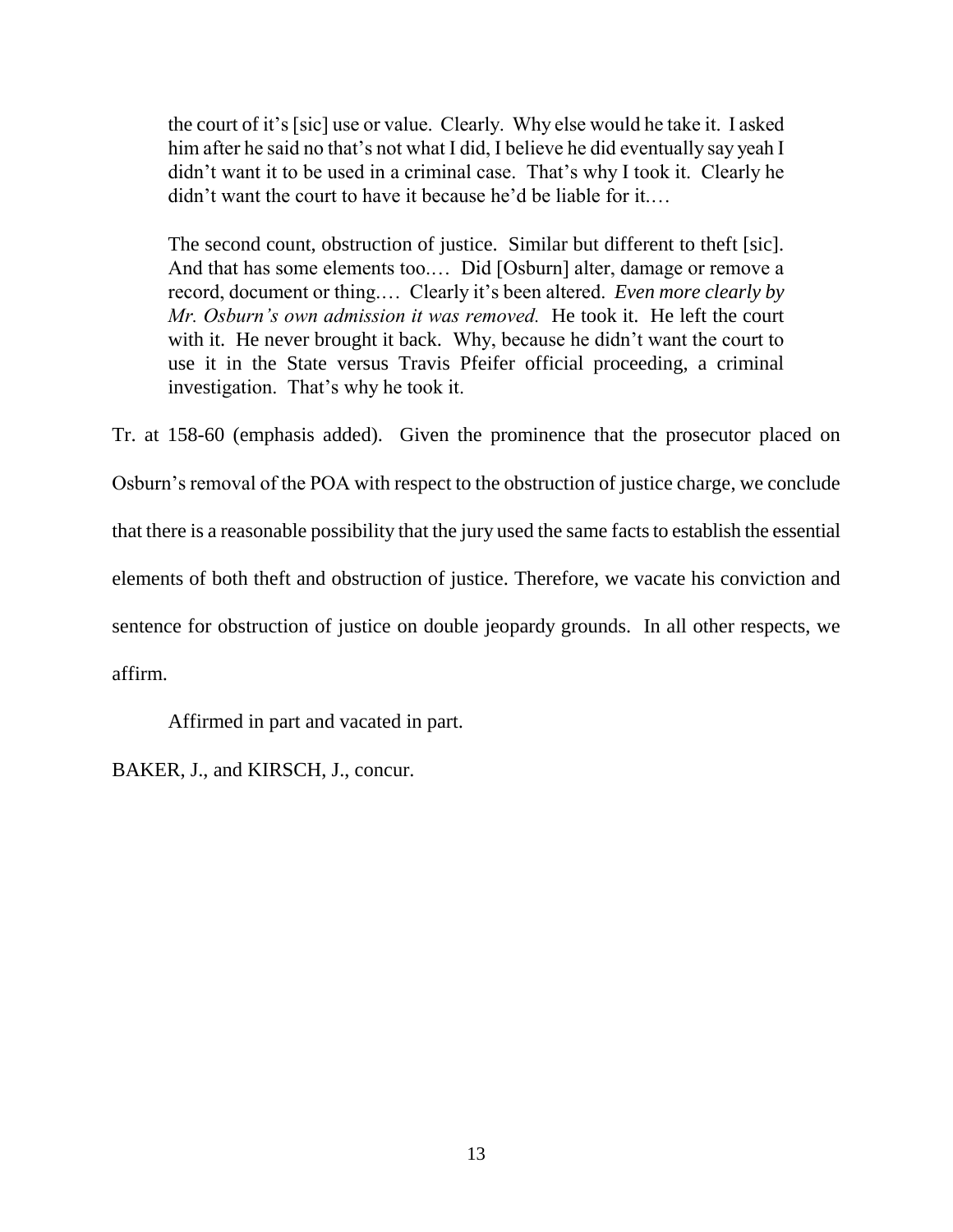> the court of it's [sic] use or value. Clearly. Why else would he take it. I asked him after he said no that's not what I did, I believe he did eventually say yeah I didn't want it to be used in a criminal case. That's why I took it. Clearly he didn't want the court to have it because he'd be liable for it.…
>
> The second count, obstruction of justice. Similar but different to theft [sic]. And that has some elements too.… Did [Osburn] alter, damage or remove a record, document or thing.… Clearly it's been altered. *Even more clearly by Mr. Osburn's own admission it was removed.* He took it. He left the court with it. He never brought it back. Why, because he didn't want the court to use it in the State versus Travis Pfeifer official proceeding, a criminal investigation. That's why he took it.

Tr. at 158-60 (emphasis added). Given the prominence that the prosecutor placed on Osburn's removal of the POA with respect to the obstruction of justice charge, we conclude that there is a reasonable possibility that the jury used the same facts to establish the essential elements of both theft and obstruction of justice. Therefore, we vacate his conviction and sentence for obstruction of justice on double jeopardy grounds. In all other respects, we affirm.

Affirmed in part and vacated in part.

BAKER, J., and KIRSCH, J., concur.